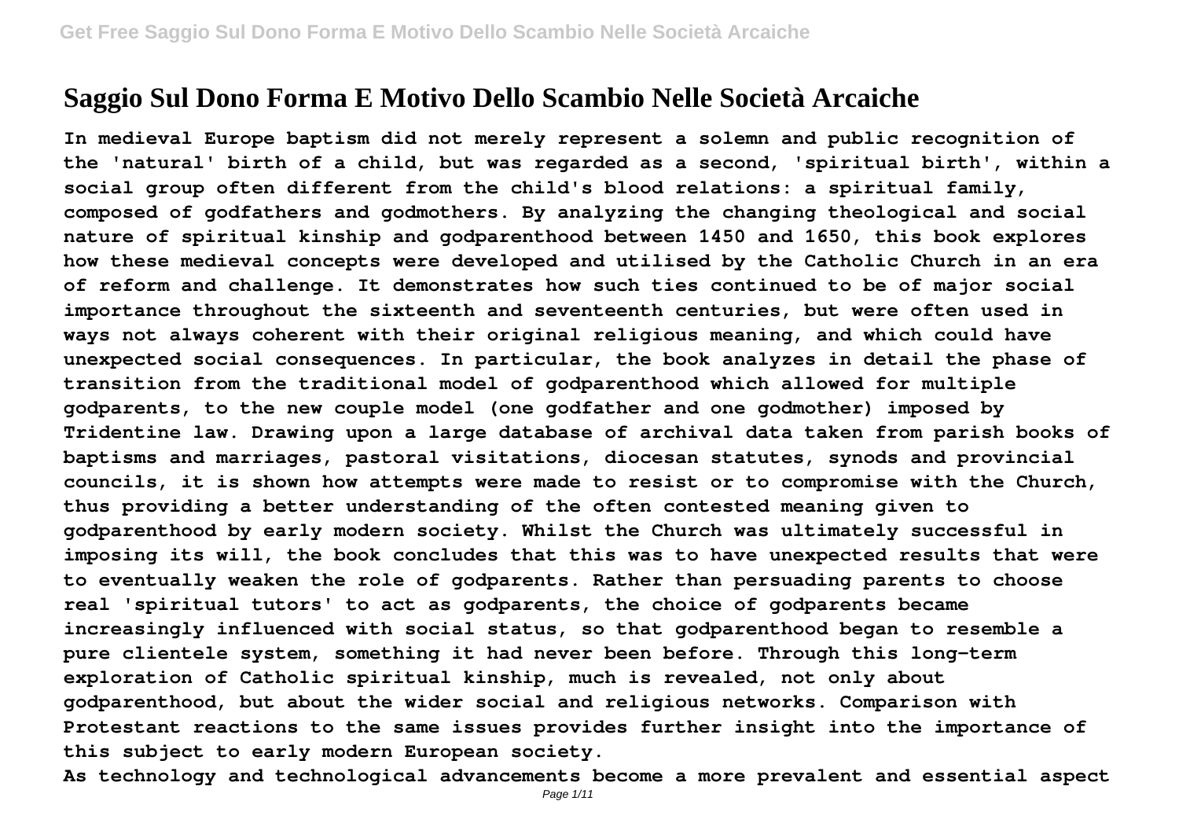# Saggio Sul Dono Forma E Motivo Dello Scambio Nelle Società Arcaiche

**In medieval Europe baptism did not merely represent a solemn and public recognition of the 'natural' birth of a child, but was regarded as a second, 'spiritual birth', within a social group often different from the child's blood relations: a spiritual family, composed of godfathers and godmothers. By analyzing the changing theological and social nature of spiritual kinship and godparenthood between 1450 and 1650, this book explores how these medieval concepts were developed and utilised by the Catholic Church in an era of reform and challenge. It demonstrates how such ties continued to be of major social importance throughout the sixteenth and seventeenth centuries, but were often used in ways not always coherent with their original religious meaning, and which could have unexpected social consequences. In particular, the book analyzes in detail the phase of transition from the traditional model of godparenthood which allowed for multiple godparents, to the new couple model (one godfather and one godmother) imposed by Tridentine law. Drawing upon a large database of archival data taken from parish books of baptisms and marriages, pastoral visitations, diocesan statutes, synods and provincial councils, it is shown how attempts were made to resist or to compromise with the Church, thus providing a better understanding of the often contested meaning given to godparenthood by early modern society. Whilst the Church was ultimately successful in imposing its will, the book concludes that this was to have unexpected results that were to eventually weaken the role of godparents. Rather than persuading parents to choose real 'spiritual tutors' to act as godparents, the choice of godparents became increasingly influenced with social status, so that godparenthood began to resemble a pure clientele system, something it had never been before. Through this long-term exploration of Catholic spiritual kinship, much is revealed, not only about godparenthood, but about the wider social and religious networks. Comparison with Protestant reactions to the same issues provides further insight into the importance of this subject to early modern European society.**

**As technology and technological advancements become a more prevalent and essential aspect**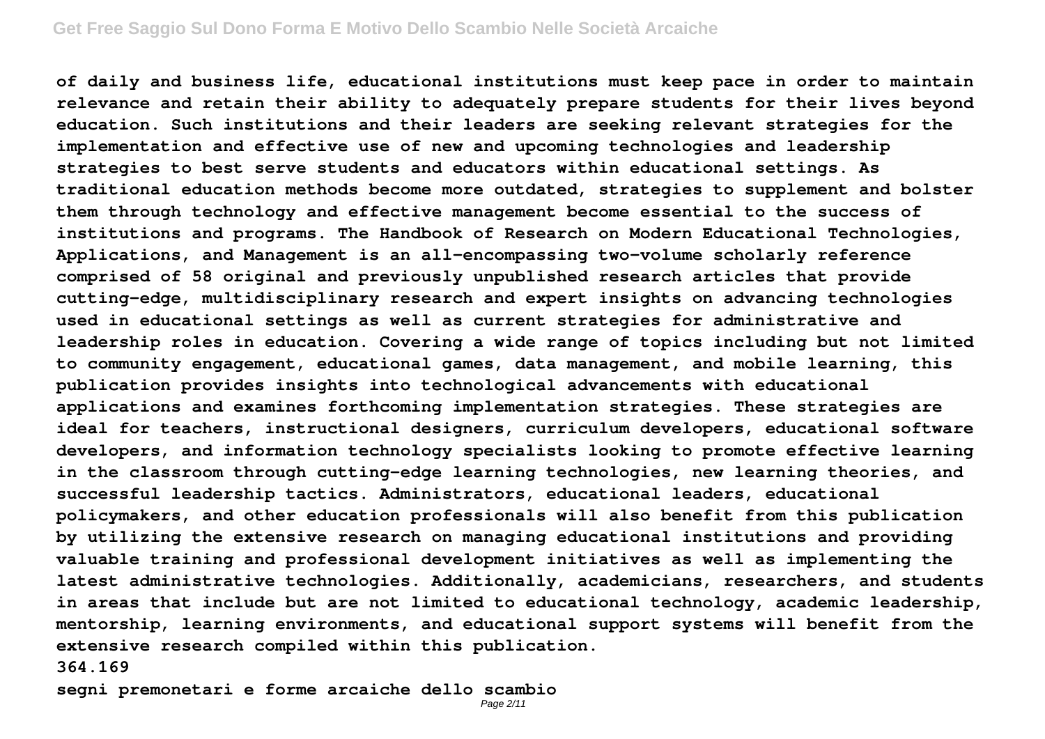of daily and business life, educational institutions must keep pace in order to maintain relevance and retain their ability to adequately prepare students for their lives beyond education. Such institutions and their leaders are seeking relevant strategies for the implementation and effective use of new and upcoming technologies and leadership strategies to best serve students and educators within educational settings. As traditional education methods become more outdated, strategies to supplement and bolster them through technology and effective management become essential to the success of institutions and programs. The Handbook of Research on Modern Educational Technologies, Applications, and Management is an all-encompassing two-volume scholarly reference comprised of 58 original and previously unpublished research articles that provide cutting-edge, multidisciplinary research and expert insights on advancing technologies used in educational settings as well as current strategies for administrative and leadership roles in education. Covering a wide range of topics including but not limited to community engagement, educational games, data management, and mobile learning, this publication provides insights into technological advancements with educational applications and examines forthcoming implementation strategies. These strategies are ideal for teachers, instructional designers, curriculum developers, educational software developers, and information technology specialists looking to promote effective learning in the classroom through cutting-edge learning technologies, new learning theories, and successful leadership tactics. Administrators, educational leaders, educational policymakers, and other education professionals will also benefit from this publication by utilizing the extensive research on managing educational institutions and providing valuable training and professional development initiatives as well as implementing the latest administrative technologies. Additionally, academicians, researchers, and students in areas that include but are not limited to educational technology, academic leadership, mentorship, learning environments, and educational support systems will benefit from the extensive research compiled within this publication.

364.169

segni premonetari e forme arcaiche dello scambio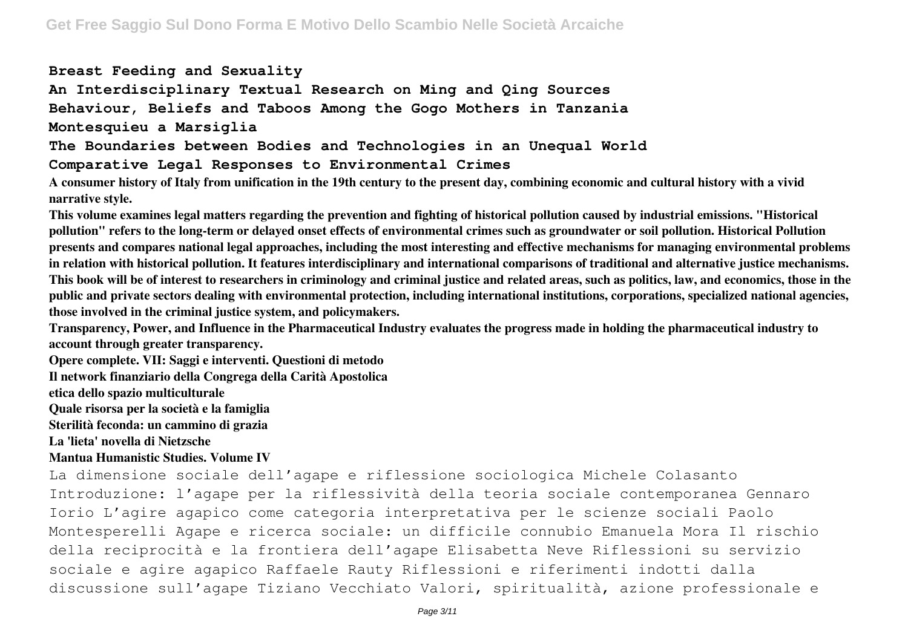**Breast Feeding and Sexuality**

**An Interdisciplinary Textual Research on Ming and Qing Sources**

**Behaviour, Beliefs and Taboos Among the Gogo Mothers in Tanzania**

**Montesquieu a Marsiglia**

**The Boundaries between Bodies and Technologies in an Unequal World**

**Comparative Legal Responses to Environmental Crimes**

**A consumer history of Italy from unification in the 19th century to the present day, combining economic and cultural history with a vivid narrative style.**

**This volume examines legal matters regarding the prevention and fighting of historical pollution caused by industrial emissions. "Historical pollution" refers to the long-term or delayed onset effects of environmental crimes such as groundwater or soil pollution. Historical Pollution presents and compares national legal approaches, including the most interesting and effective mechanisms for managing environmental problems in relation with historical pollution. It features interdisciplinary and international comparisons of traditional and alternative justice mechanisms. This book will be of interest to researchers in criminology and criminal justice and related areas, such as politics, law, and economics, those in the public and private sectors dealing with environmental protection, including international institutions, corporations, specialized national agencies, those involved in the criminal justice system, and policymakers.**

**Transparency, Power, and Influence in the Pharmaceutical Industry evaluates the progress made in holding the pharmaceutical industry to account through greater transparency.**

**Opere complete. VII: Saggi e interventi. Questioni di metodo**

**Il network finanziario della Congrega della Carità Apostolica**

**etica dello spazio multiculturale**

**Quale risorsa per la società e la famiglia**

**Sterilità feconda: un cammino di grazia**

**La 'lieta' novella di Nietzsche**

**Mantua Humanistic Studies. Volume IV**

La dimensione sociale dell'agape e riflessione sociologica Michele Colasanto Introduzione: l'agape per la riflessività della teoria sociale contemporanea Gennaro Iorio L'agire agapico come categoria interpretativa per le scienze sociali Paolo Montesperelli Agape e ricerca sociale: un difficile connubio Emanuela Mora Il rischio della reciprocità e la frontiera dell'agape Elisabetta Neve Riflessioni su servizio sociale e agire agapico Raffaele Rauty Riflessioni e riferimenti indotti dalla discussione sull'agape Tiziano Vecchiato Valori, spiritualità, azione professionale e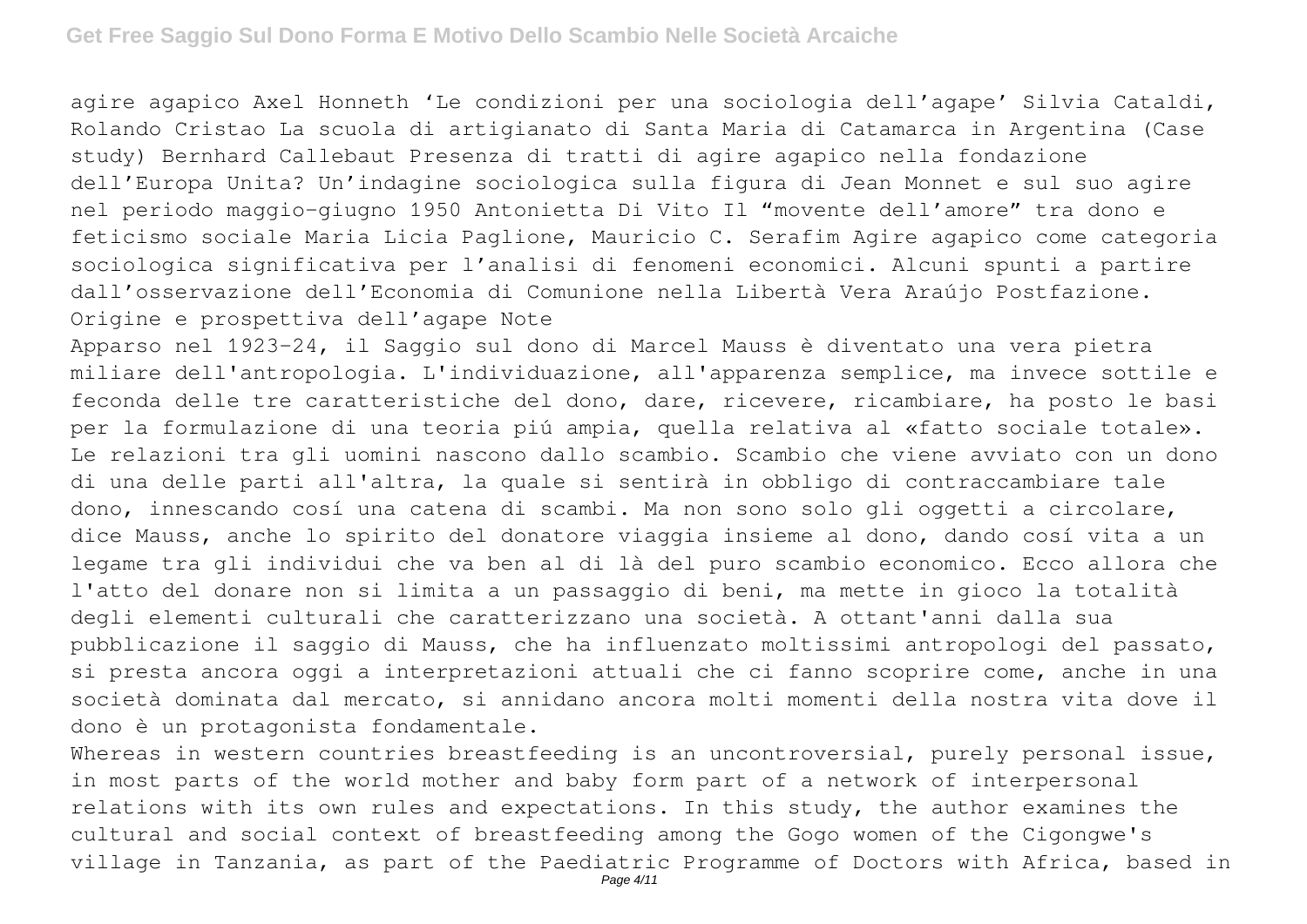agire agapico Axel Honneth 'Le condizioni per una sociologia dell'agape' Silvia Cataldi, Rolando Cristao La scuola di artigianato di Santa Maria di Catamarca in Argentina (Case study) Bernhard Callebaut Presenza di tratti di agire agapico nella fondazione dell'Europa Unita? Un'indagine sociologica sulla figura di Jean Monnet e sul suo agire nel periodo maggio-giugno 1950 Antonietta Di Vito Il "movente dell'amore" tra dono e feticismo sociale Maria Licia Paglione, Mauricio C. Serafim Agire agapico come categoria sociologica significativa per l'analisi di fenomeni economici. Alcuni spunti a partire dall'osservazione dell'Economia di Comunione nella Libertà Vera Araújo Postfazione. Origine e prospettiva dell'agape Note

Apparso nel 1923-24, il Saggio sul dono di Marcel Mauss è diventato una vera pietra miliare dell'antropologia. L'individuazione, all'apparenza semplice, ma invece sottile e feconda delle tre caratteristiche del dono, dare, ricevere, ricambiare, ha posto le basi per la formulazione di una teoria piú ampia, quella relativa al «fatto sociale totale». Le relazioni tra gli uomini nascono dallo scambio. Scambio che viene avviato con un dono di una delle parti all'altra, la quale si sentirà in obbligo di contraccambiare tale dono, innescando cosí una catena di scambi. Ma non sono solo gli oggetti a circolare, dice Mauss, anche lo spirito del donatore viaggia insieme al dono, dando cosí vita a un legame tra gli individui che va ben al di là del puro scambio economico. Ecco allora che l'atto del donare non si limita a un passaggio di beni, ma mette in gioco la totalità degli elementi culturali che caratterizzano una società. A ottant'anni dalla sua pubblicazione il saggio di Mauss, che ha influenzato moltissimi antropologi del passato, si presta ancora oggi a interpretazioni attuali che ci fanno scoprire come, anche in una società dominata dal mercato, si annidano ancora molti momenti della nostra vita dove il dono è un protagonista fondamentale.

Whereas in western countries breastfeeding is an uncontroversial, purely personal issue, in most parts of the world mother and baby form part of a network of interpersonal relations with its own rules and expectations. In this study, the author examines the cultural and social context of breastfeeding among the Gogo women of the Cigongwe's village in Tanzania, as part of the Paediatric Programme of Doctors with Africa, based in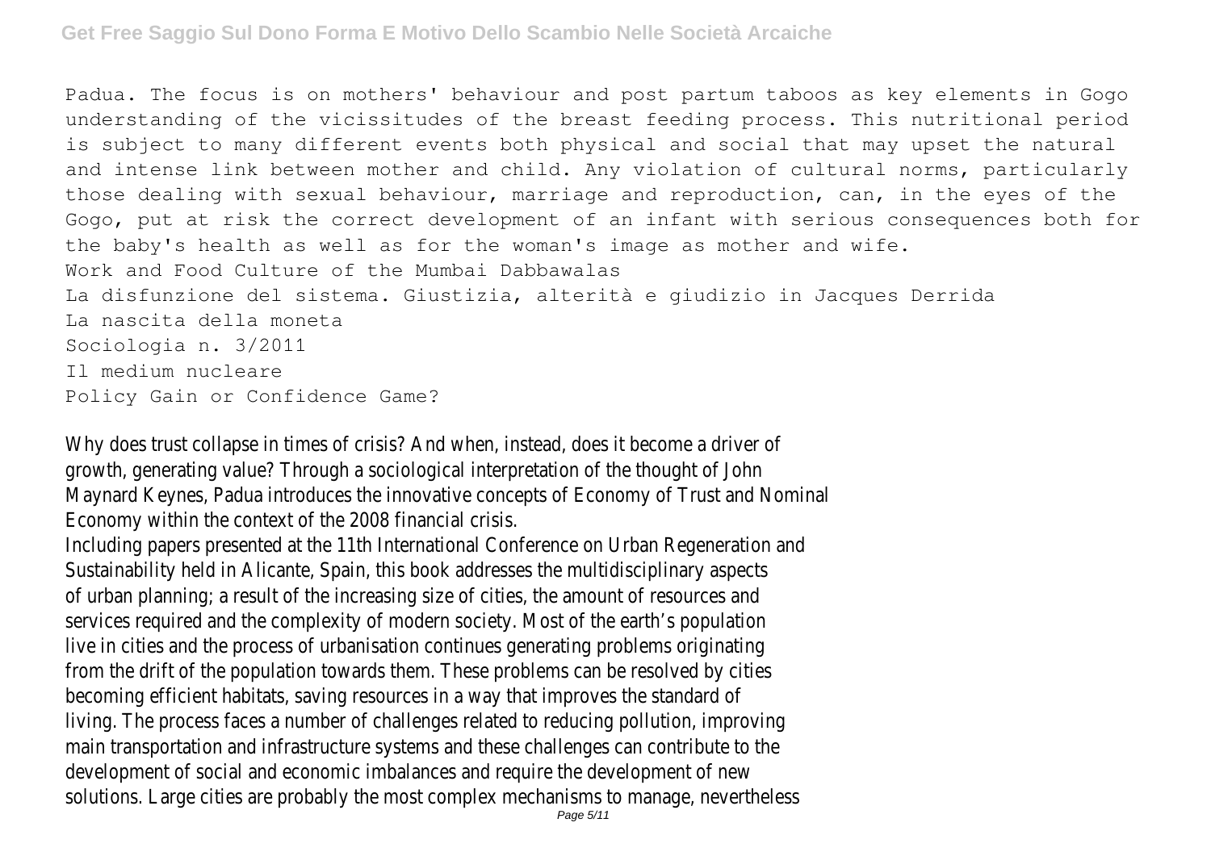Padua. The focus is on mothers' behaviour and post partum taboos as key elements in Gogo understanding of the vicissitudes of the breast feeding process. This nutritional period is subject to many different events both physical and social that may upset the natural and intense link between mother and child. Any violation of cultural norms, particularly those dealing with sexual behaviour, marriage and reproduction, can, in the eyes of the Gogo, put at risk the correct development of an infant with serious consequences both for the baby's health as well as for the woman's image as mother and wife.

Work and Food Culture of the Mumbai Dabbawalas

La disfunzione del sistema. Giustizia, alterità e giudizio in Jacques Derrida

La nascita della moneta

Sociologia n. 3/2011

Il medium nucleare

Policy Gain or Confidence Game?

Why does trust collapse in times of crisis? And when, instead, does it become a driver of growth, generating value? Through a sociological interpretation of the thought of John Maynard Keynes, Padua introduces the innovative concepts of Economy of Trust and Nominal Economy within the context of the 2008 financial crisis.

Including papers presented at the 11th International Conference on Urban Regeneration and Sustainability held in Alicante, Spain, this book addresses the multidisciplinary aspects of urban planning; a result of the increasing size of cities, the amount of resources and services required and the complexity of modern society. Most of the earth's population live in cities and the process of urbanisation continues generating problems originating from the drift of the population towards them. These problems can be resolved by cities becoming efficient habitats, saving resources in a way that improves the standard of living. The process faces a number of challenges related to reducing pollution, improving main transportation and infrastructure systems and these challenges can contribute to the development of social and economic imbalances and require the development of new solutions. Large cities are probably the most complex mechanisms to manage, nevertheless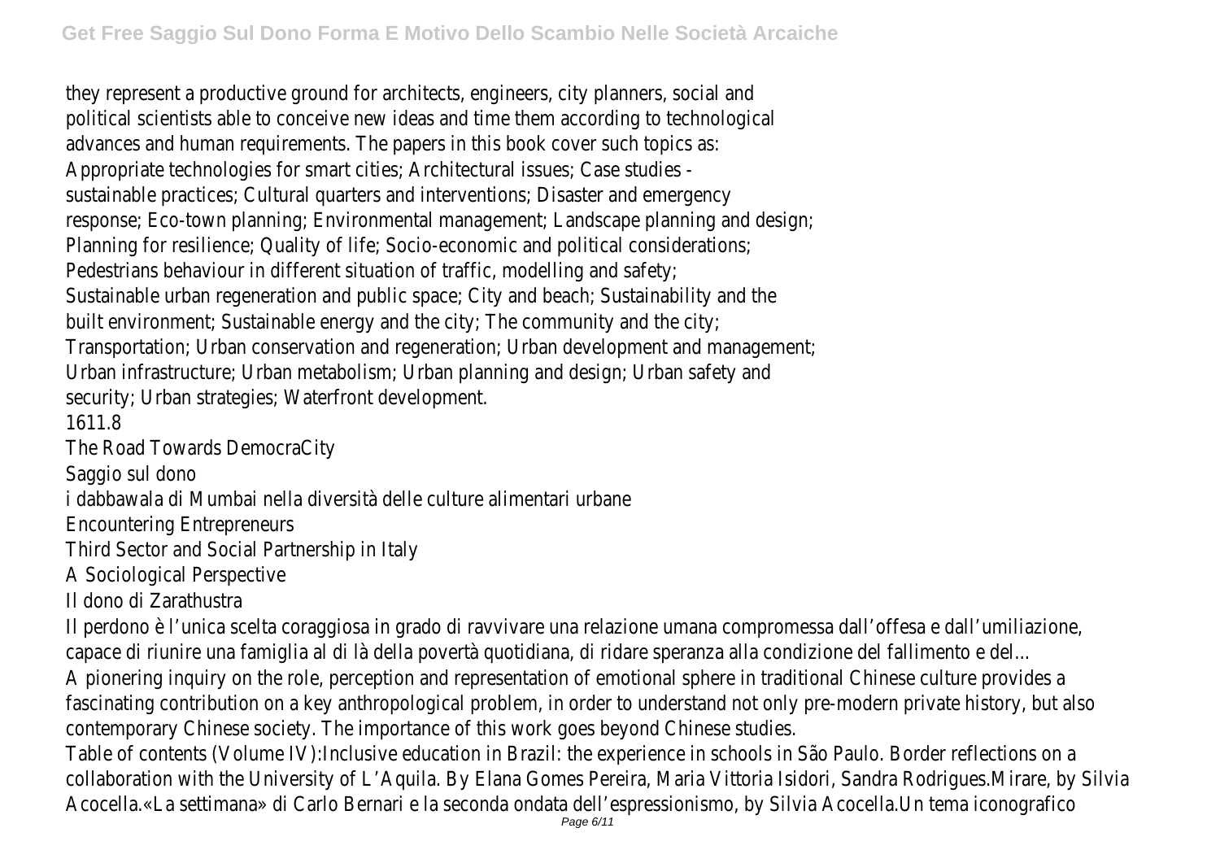they represent a productive ground for architects, engineers, city planners, social and political scientists able to conceive new ideas and time them according to technological advances and human requirements. The papers in this book cover such topics as: Appropriate technologies for smart cities; Architectural issues; Case studies - sustainable practices; Cultural quarters and interventions; Disaster and emergency response; Eco-town planning; Environmental management; Landscape planning and design; Planning for resilience; Quality of life; Socio-economic and political considerations; Pedestrians behaviour in different situation of traffic, modelling and safety; Sustainable urban regeneration and public space; City and beach; Sustainability and the built environment; Sustainable energy and the city; The community and the city; Transportation; Urban conservation and regeneration; Urban development and management; Urban infrastructure; Urban metabolism; Urban planning and design; Urban safety and security; Urban strategies; Waterfront development.

1611.8

The Road Towards DemocraCity

Saggio sul dono

i dabbawala di Mumbai nella diversità delle culture alimentari urbane

Encountering Entrepreneurs

Third Sector and Social Partnership in Italy

A Sociological Perspective

Il dono di Zarathustra

Il perdono è l'unica scelta coraggiosa in grado di ravvivare una relazione umana compromessa dall'offesa e dall'umiliazione, capace di riunire una famiglia al di là della povertà quotidiana, di ridare speranza alla condizione del fallimento e del...

A pionering inquiry on the role, perception and representation of emotional sphere in traditional Chinese culture provides a fascinating contribution on a key anthropological problem, in order to understand not only pre-modern private history, but also contemporary Chinese society. The importance of this work goes beyond Chinese studies.

Table of contents (Volume IV):Inclusive education in Brazil: the experience in schools in São Paulo. Border reflections on a collaboration with the University of L'Aquila. By Elana Gomes Pereira, Maria Vittoria Isidori, Sandra Rodrigues.Mirare, by Silvia Acocella.«La settimana» di Carlo Bernari e la seconda ondata dell'espressionismo, by Silvia Acocella.Un tema iconografico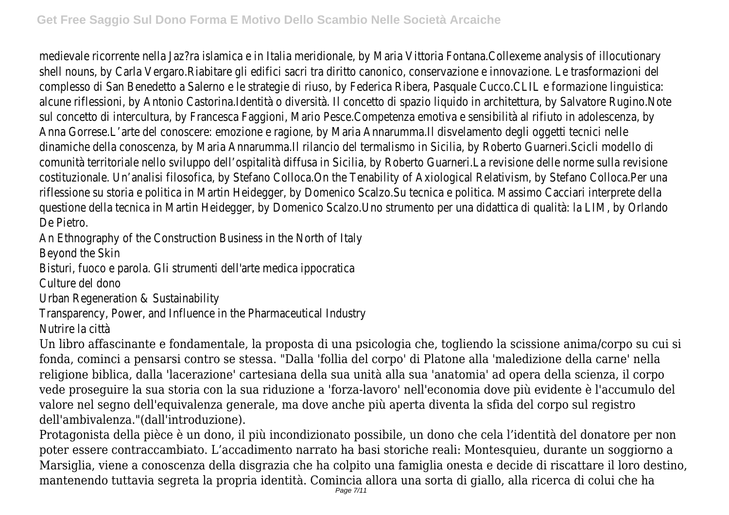medievale ricorrente nella Jaz?ra islamica e in Italia meridionale, by Maria Vittoria Fontana.Collexeme analysis of illocutionary shell nouns, by Carla Vergaro.Riabitare gli edifici sacri tra diritto canonico, conservazione e innovazione. Le trasformazioni del complesso di San Benedetto a Salerno e le strategie di riuso, by Federica Ribera, Pasquale Cucco.CLIL e formazione linguistica: alcune riflessioni, by Antonio Castorina.Identità o diversità. Il concetto di spazio liquido in architettura, by Salvatore Rugino.Note sul concetto di intercultura, by Francesca Faggioni, Mario Pesce.Competenza emotiva e sensibilità al rifiuto in adolescenza, by Anna Gorrese.L'arte del conoscere: emozione e ragione, by Maria Annarumma.Il disvelamento degli oggetti tecnici nelle dinamiche della conoscenza, by Maria Annarumma.Il rilancio del termalismo in Sicilia, by Roberto Guarneri.Scicli modello di comunità territoriale nello sviluppo dell'ospitalità diffusa in Sicilia, by Roberto Guarneri.La revisione delle norme sulla revisione costituzionale. Un'analisi filosofica, by Stefano Colloca.On the Tenability of Axiological Relativism, by Stefano Colloca.Per una riflessione su storia e politica in Martin Heidegger, by Domenico Scalzo.Su tecnica e politica. Massimo Cacciari interprete della questione della tecnica in Martin Heidegger, by Domenico Scalzo.Uno strumento per una didattica di qualità: la LIM, by Orlando De Pietro.

An Ethnography of the Construction Business in the North of Italy

Beyond the Skin

Bisturi, fuoco e parola. Gli strumenti dell'arte medica ippocratica

Culture del dono

Urban Regeneration & Sustainability

Transparency, Power, and Influence in the Pharmaceutical Industry

Nutrire la città

Un libro affascinante e fondamentale, la proposta di una psicologia che, togliendo la scissione anima/corpo su cui si fonda, cominci a pensarsi contro se stessa. "Dalla 'follia del corpo' di Platone alla 'maledizione della carne' nella religione biblica, dalla 'lacerazione' cartesiana della sua unità alla sua 'anatomia' ad opera della scienza, il corpo vede proseguire la sua storia con la sua riduzione a 'forza-lavoro' nell'economia dove più evidente è l'accumulo del valore nel segno dell'equivalenza generale, ma dove anche più aperta diventa la sfida del corpo sul registro dell'ambivalenza."(dall'introduzione).

Protagonista della pièce è un dono, il più incondizionato possibile, un dono che cela l'identità del donatore per non poter essere contraccambiato. L'accadimento narrato ha basi storiche reali: Montesquieu, durante un soggiorno a Marsiglia, viene a conoscenza della disgrazia che ha colpito una famiglia onesta e decide di riscattare il loro destino, mantenendo tuttavia segreta la propria identità. Comincia allora una sorta di giallo, alla ricerca di colui che ha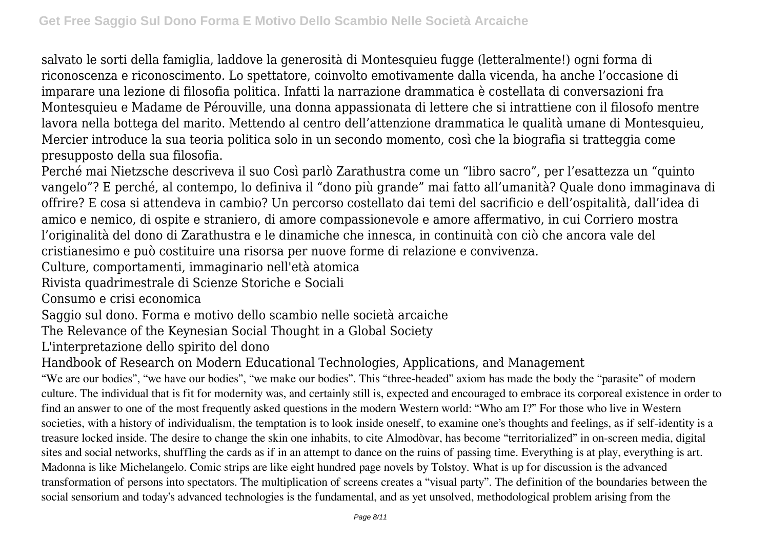salvato le sorti della famiglia, laddove la generosità di Montesquieu fugge (letteralmente!) ogni forma di riconoscenza e riconoscimento. Lo spettatore, coinvolto emotivamente dalla vicenda, ha anche l'occasione di imparare una lezione di filosofia politica. Infatti la narrazione drammatica è costellata di conversazioni fra Montesquieu e Madame de Pérouville, una donna appassionata di lettere che si intrattiene con il filosofo mentre lavora nella bottega del marito. Mettendo al centro dell'attenzione drammatica le qualità umane di Montesquieu, Mercier introduce la sua teoria politica solo in un secondo momento, così che la biografia si tratteggia come presupposto della sua filosofia.

Perché mai Nietzsche descriveva il suo Così parlò Zarathustra come un "libro sacro", per l'esattezza un "quinto vangelo"? E perché, al contempo, lo definiva il "dono più grande" mai fatto all'umanità? Quale dono immaginava di offrire? E cosa si attendeva in cambio? Un percorso costellato dai temi del sacrificio e dell'ospitalità, dall'idea di amico e nemico, di ospite e straniero, di amore compassionevole e amore affermativo, in cui Corriero mostra l'originalità del dono di Zarathustra e le dinamiche che innesca, in continuità con ciò che ancora vale del cristianesimo e può costituire una risorsa per nuove forme di relazione e convivenza.

Culture, comportamenti, immaginario nell'età atomica

Rivista quadrimestrale di Scienze Storiche e Sociali

Consumo e crisi economica

Saggio sul dono. Forma e motivo dello scambio nelle società arcaiche

The Relevance of the Keynesian Social Thought in a Global Society

L'interpretazione dello spirito del dono

Handbook of Research on Modern Educational Technologies, Applications, and Management

"We are our bodies", "we have our bodies", "we make our bodies". This "three-headed" axiom has made the body the "parasite" of modern culture. The individual that is fit for modernity was, and certainly still is, expected and encouraged to embrace its corporeal existence in order to find an answer to one of the most frequently asked questions in the modern Western world: "Who am I?" For those who live in Western societies, with a history of individualism, the temptation is to look inside oneself, to examine one's thoughts and feelings, as if self-identity is a treasure locked inside. The desire to change the skin one inhabits, to cite Almodòvar, has become "territorialized" in on-screen media, digital sites and social networks, shuffling the cards as if in an attempt to dance on the ruins of passing time. Everything is at play, everything is art. Madonna is like Michelangelo. Comic strips are like eight hundred page novels by Tolstoy. What is up for discussion is the advanced transformation of persons into spectators. The multiplication of screens creates a "visual party". The definition of the boundaries between the social sensorium and today's advanced technologies is the fundamental, and as yet unsolved, methodological problem arising from the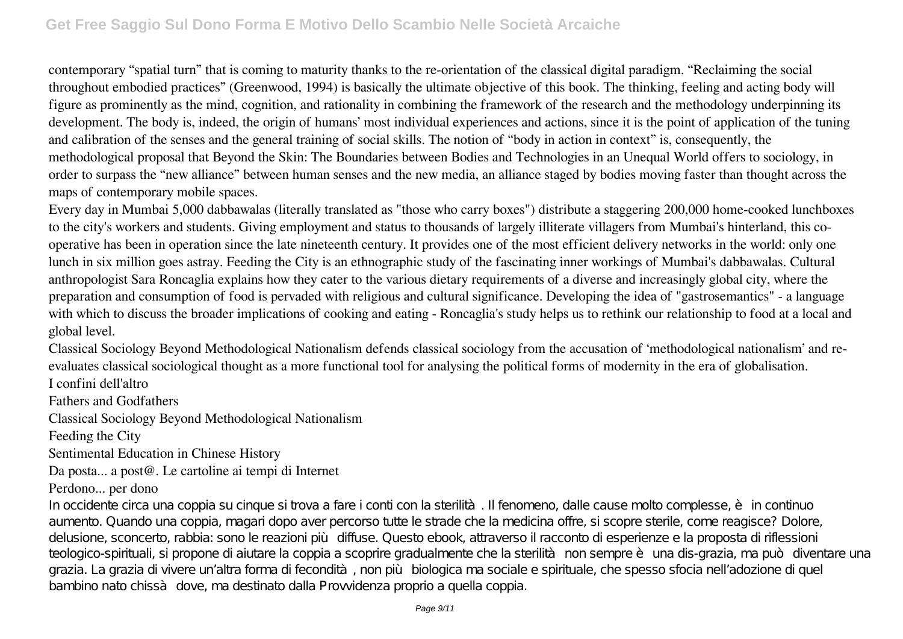contemporary "spatial turn" that is coming to maturity thanks to the re-orientation of the classical digital paradigm. "Reclaiming the social throughout embodied practices" (Greenwood, 1994) is basically the ultimate objective of this book. The thinking, feeling and acting body will figure as prominently as the mind, cognition, and rationality in combining the framework of the research and the methodology underpinning its development. The body is, indeed, the origin of humans' most individual experiences and actions, since it is the point of application of the tuning and calibration of the senses and the general training of social skills. The notion of "body in action in context" is, consequently, the methodological proposal that Beyond the Skin: The Boundaries between Bodies and Technologies in an Unequal World offers to sociology, in order to surpass the "new alliance" between human senses and the new media, an alliance staged by bodies moving faster than thought across the maps of contemporary mobile spaces.

Every day in Mumbai 5,000 dabbawalas (literally translated as "those who carry boxes") distribute a staggering 200,000 home-cooked lunchboxes to the city's workers and students. Giving employment and status to thousands of largely illiterate villagers from Mumbai's hinterland, this co-operative has been in operation since the late nineteenth century. It provides one of the most efficient delivery networks in the world: only one lunch in six million goes astray. Feeding the City is an ethnographic study of the fascinating inner workings of Mumbai's dabbawalas. Cultural anthropologist Sara Roncaglia explains how they cater to the various dietary requirements of a diverse and increasingly global city, where the preparation and consumption of food is pervaded with religious and cultural significance. Developing the idea of "gastrosemantics" - a language with which to discuss the broader implications of cooking and eating - Roncaglia's study helps us to rethink our relationship to food at a local and global level.

Classical Sociology Beyond Methodological Nationalism defends classical sociology from the accusation of 'methodological nationalism' and re-evaluates classical sociological thought as a more functional tool for analysing the political forms of modernity in the era of globalisation.

I confini dell'altro

Fathers and Godfathers

Classical Sociology Beyond Methodological Nationalism

Feeding the City

Sentimental Education in Chinese History

Da posta... a post@. Le cartoline ai tempi di Internet

Perdono... per dono

In occidente circa una coppia su cinque si trova a fare i conti con la sterilità. Il fenomeno, dalle cause molto complesse, è in continuo aumento. Quando una coppia, magari dopo aver percorso tutte le strade che la medicina offre, si scopre sterile, come reagisce? Dolore, delusione, sconcerto, rabbia: sono le reazioni più diffuse. Questo ebook, attraverso il racconto di esperienze e la proposta di riflessioni teologico-spirituali, si propone di aiutare la coppia a scoprire gradualmente che la sterilità non sempre è una dis-grazia, ma può diventare una grazia. La grazia di vivere un'altra forma di fecondità, non più biologica ma sociale e spirituale, che spesso sfocia nell'adozione di quel bambino nato chissà dove, ma destinato dalla Provvidenza proprio a quella coppia.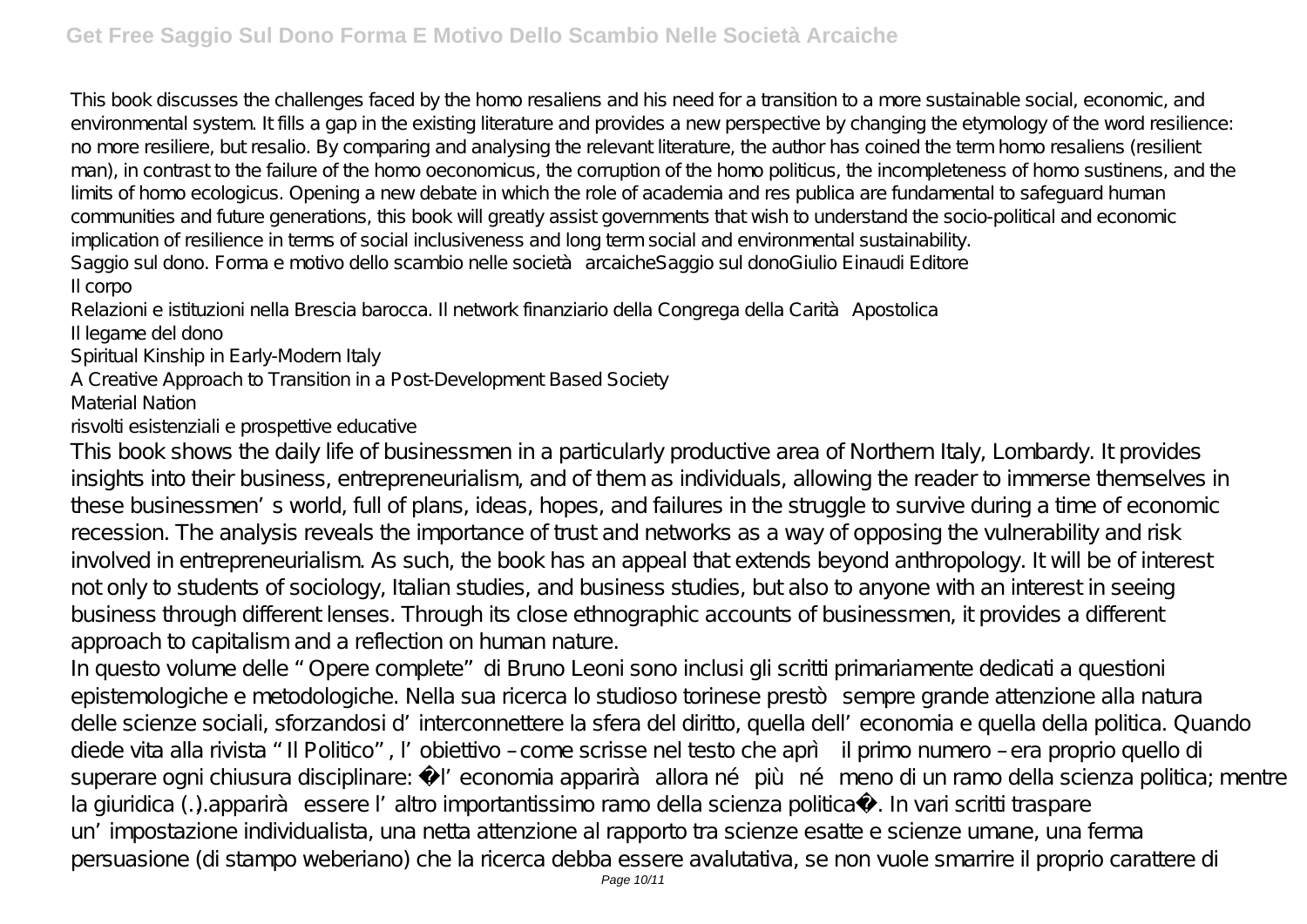This book discusses the challenges faced by the homo resaliens and his need for a transition to a more sustainable social, economic, and environmental system. It fills a gap in the existing literature and provides a new perspective by changing the etymology of the word resilience: no more resiliere, but resalio. By comparing and analysing the relevant literature, the author has coined the term homo resaliens (resilient man), in contrast to the failure of the homo oeconomicus, the corruption of the homo politicus, the incompleteness of homo sustinens, and the limits of homo ecologicus. Opening a new debate in which the role of academia and res publica are fundamental to safeguard human communities and future generations, this book will greatly assist governments that wish to understand the socio-political and economic implication of resilience in terms of social inclusiveness and long term social and environmental sustainability.

Saggio sul dono. Forma e motivo dello scambio nelle società arcaicheSaggio sul donoGiulio Einaudi Editore

Il corpo

Relazioni e istituzioni nella Brescia barocca. Il network finanziario della Congrega della Carità Apostolica

Il legame del dono

Spiritual Kinship in Early-Modern Italy

A Creative Approach to Transition in a Post-Development Based Society

Material Nation

risvolti esistenziali e prospettive educative

This book shows the daily life of businessmen in a particularly productive area of Northern Italy, Lombardy. It provides insights into their business, entrepreneurialism, and of them as individuals, allowing the reader to immerse themselves in these businessmen's world, full of plans, ideas, hopes, and failures in the struggle to survive during a time of economic recession. The analysis reveals the importance of trust and networks as a way of opposing the vulnerability and risk involved in entrepreneurialism. As such, the book has an appeal that extends beyond anthropology. It will be of interest not only to students of sociology, Italian studies, and business studies, but also to anyone with an interest in seeing business through different lenses. Through its close ethnographic accounts of businessmen, it provides a different approach to capitalism and a reflection on human nature.

In questo volume delle "Opere complete" di Bruno Leoni sono inclusi gli scritti primariamente dedicati a questioni epistemologiche e metodologiche. Nella sua ricerca lo studioso torinese prestò sempre grande attenzione alla natura delle scienze sociali, sforzandosi d'interconnettere la sfera del diritto, quella dell'economia e quella della politica. Quando diede vita alla rivista "Il Politico", l'obiettivo – come scrisse nel testo che aprì il primo numero – era proprio quello di superare ogni chiusura disciplinare: «l'economia apparirà allora né più né meno di un ramo della scienza politica; mentre la giuridica (.).apparirà essere l'altro importantissimo ramo della scienza politica». In vari scritti traspare un'impostazione individualista, una netta attenzione al rapporto tra scienze esatte e scienze umane, una ferma persuasione (di stampo weberiano) che la ricerca debba essere avalutativa, se non vuole smarrire il proprio carattere di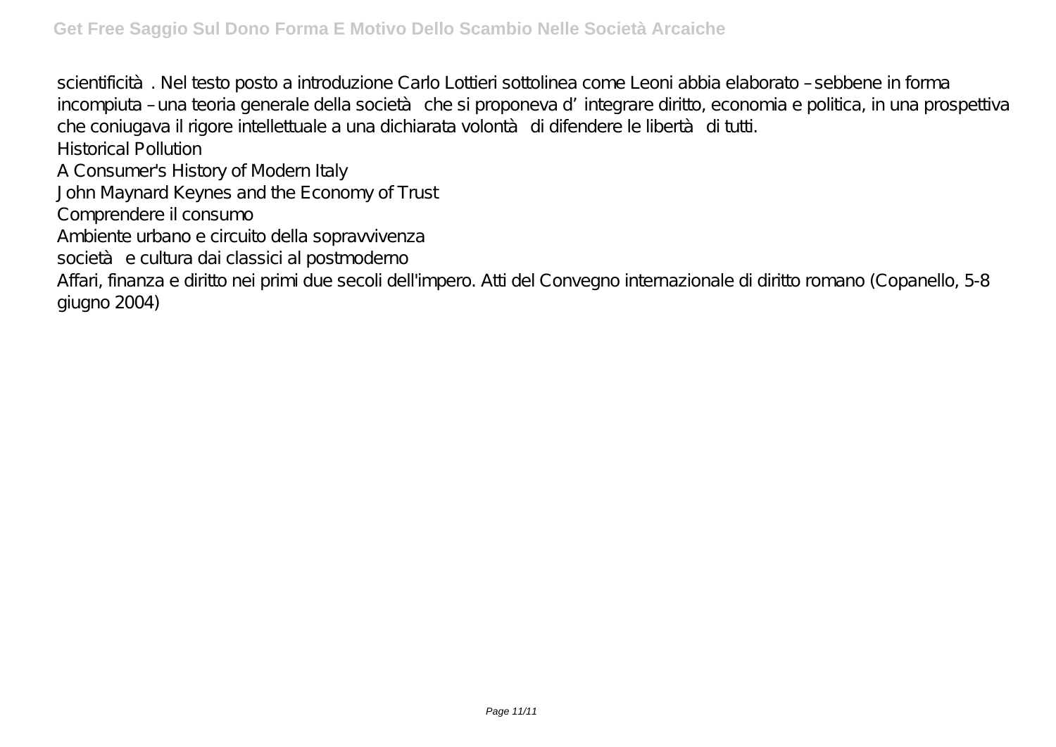scientificità. Nel testo posto a introduzione Carlo Lottieri sottolinea come Leoni abbia elaborato – sebbene in forma incompiuta – una teoria generale della società che si proponeva d'integrare diritto, economia e politica, in una prospettiva che coniugava il rigore intellettuale a una dichiarata volontà di difendere le libertà di tutti.

Historical Pollution

A Consumer's History of Modern Italy

John Maynard Keynes and the Economy of Trust

Comprendere il consumo

Ambiente urbano e circuito della sopravvivenza

società e cultura dai classici al postmoderno

Affari, finanza e diritto nei primi due secoli dell'impero. Atti del Convegno internazionale di diritto romano (Copanello, 5-8 giugno 2004)